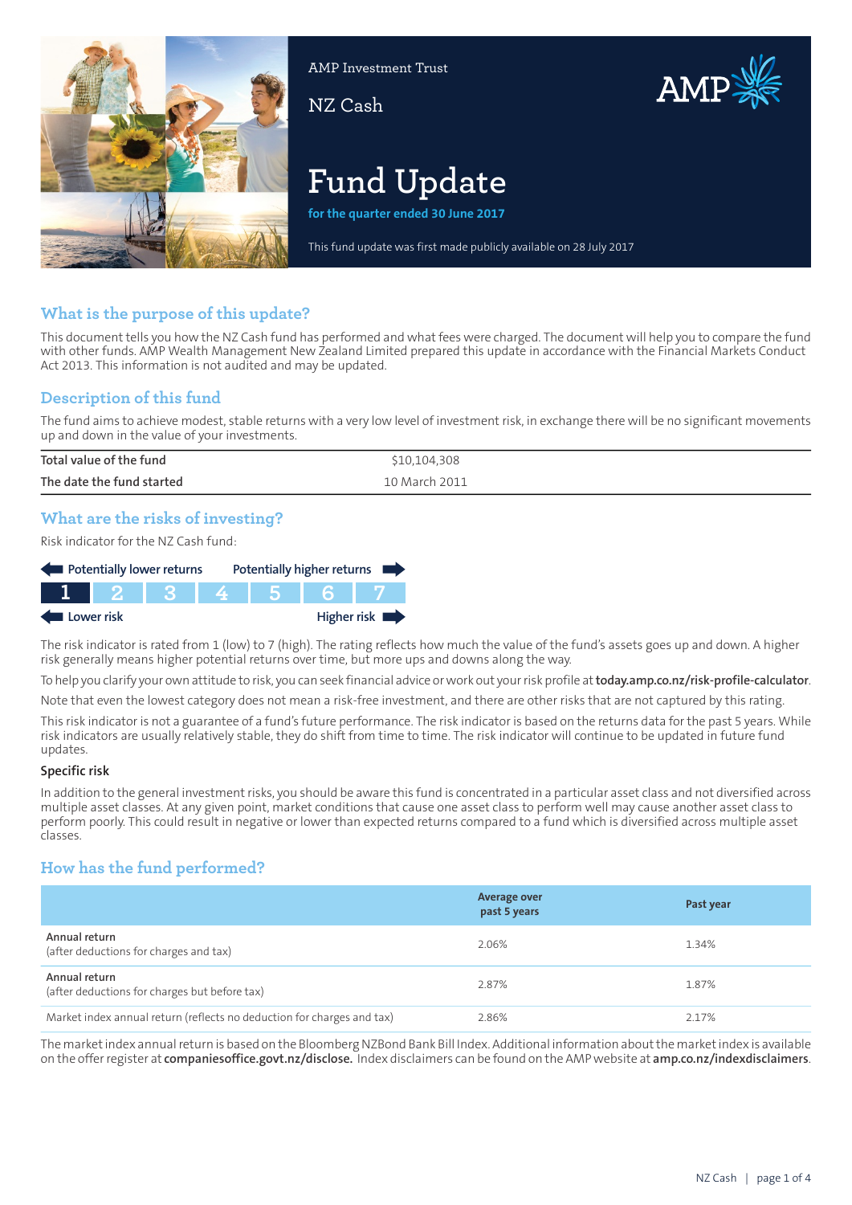AMP Investment Trust

NZ Cash

# Fund Update

**for the quarter ended 30 June 2017**

This fund update was first made publicly available on 28 July 2017

## What is the purpose of this update?

This document tells you how the NZ Cash fund has performed and what fees were charged. The document will help you to compare the fund with other funds. AMP Wealth Management New Zealand Limited prepared this update in accordance with the Financial Markets Conduct Act 2013. This information is not audited and may be updated.

## Description of this fund

The fund aims to achieve modest, stable returns with a very low level of investment risk, in exchange there will be no significant movements up and down in the value of your investments.

| | |
|---|---|
| **Total value of the fund** | $10,104,308 |
| **The date the fund started** | 10 March 2011 |

## What are the risks of investing?

Risk indicator for the NZ Cash fund:

| ← Potentially lower returns | | | | | | Potentially higher returns → |
|---|---|---|---|---|---|---|
| **1** | 2 | 3 | 4 | 5 | 6 | 7 |
| ← Lower risk | | | | | | Higher risk → |

The risk indicator is rated from 1 (low) to 7 (high). The rating reflects how much the value of the fund's assets goes up and down. A higher risk generally means higher potential returns over time, but more ups and downs along the way.

To help you clarify your own attitude to risk, you can seek financial advice or work out your risk profile at **today.amp.co.nz/risk-profile-calculator**.

Note that even the lowest category does not mean a risk-free investment, and there are other risks that are not captured by this rating.

This risk indicator is not a guarantee of a fund's future performance. The risk indicator is based on the returns data for the past 5 years. While risk indicators are usually relatively stable, they do shift from time to time. The risk indicator will continue to be updated in future fund updates.

### Specific risk

In addition to the general investment risks, you should be aware this fund is concentrated in a particular asset class and not diversified across multiple asset classes. At any given point, market conditions that cause one asset class to perform well may cause another asset class to perform poorly. This could result in negative or lower than expected returns compared to a fund which is diversified across multiple asset classes.

## How has the fund performed?

| | Average over past 5 years | Past year |
|---|---|---|
| **Annual return** (after deductions for charges and tax) | 2.06% | 1.34% |
| **Annual return** (after deductions for charges but before tax) | 2.87% | 1.87% |
| Market index annual return (reflects no deduction for charges and tax) | 2.86% | 2.17% |

The market index annual return is based on the Bloomberg NZBond Bank Bill Index. Additional information about the market index is available on the offer register at **companiesoffice.govt.nz/disclose.** Index disclaimers can be found on the AMP website at **amp.co.nz/indexdisclaimers**.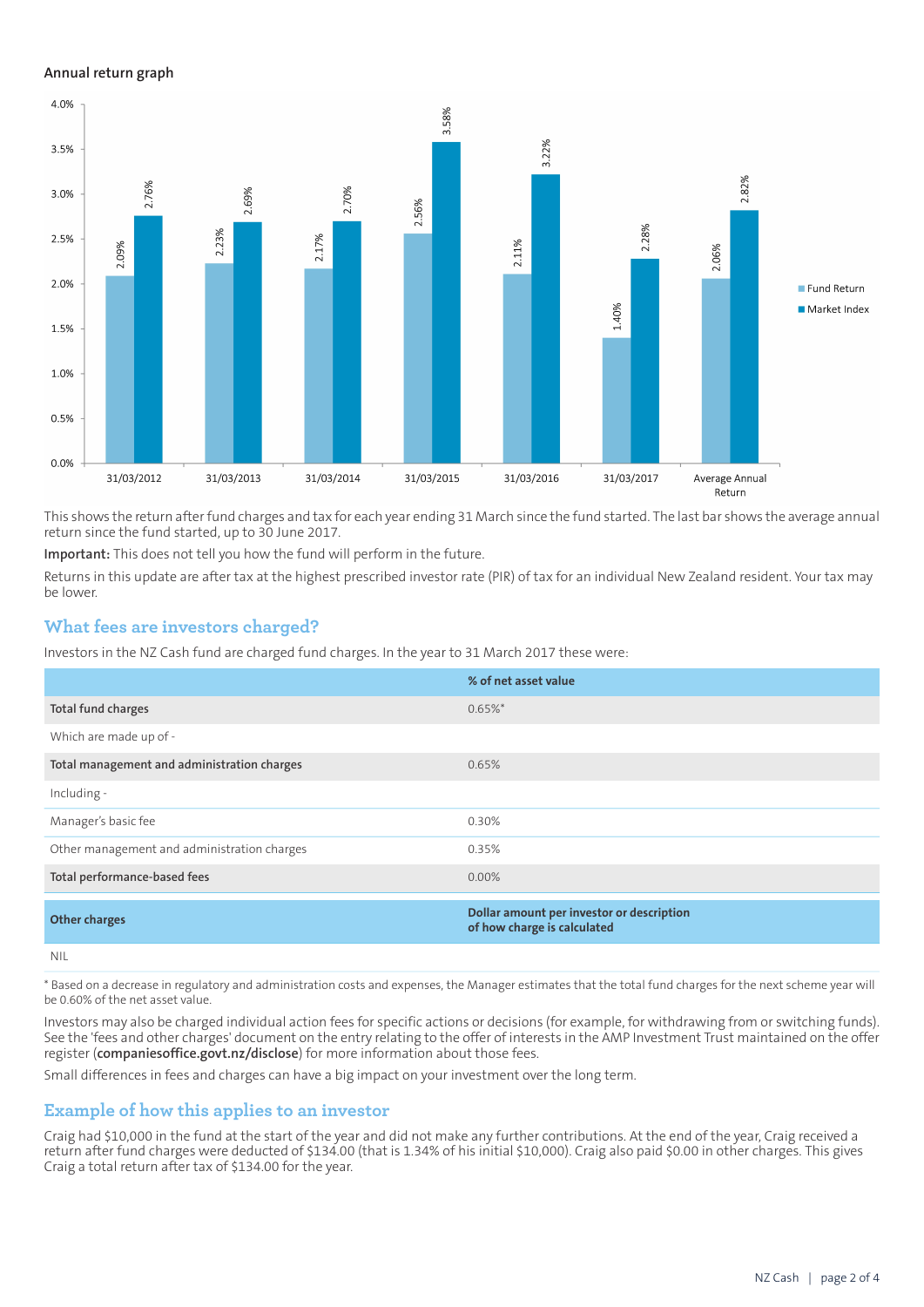## Annual return graph

| | Fund Return | Market Index |
|---|---|---|
| 31/03/2012 | 2.09% | 2.76% |
| 31/03/2013 | 2.23% | 2.69% |
| 31/03/2014 | 2.17% | 2.70% |
| 31/03/2015 | 2.56% | 3.58% |
| 31/03/2016 | 2.11% | 3.22% |
| 31/03/2017 | 1.40% | 2.28% |
| Average Annual Return | 2.06% | 2.82% |

This shows the return after fund charges and tax for each year ending 31 March since the fund started. The last bar shows the average annual return since the fund started, up to 30 June 2017.

**Important:** This does not tell you how the fund will perform in the future.

Returns in this update are after tax at the highest prescribed investor rate (PIR) of tax for an individual New Zealand resident. Your tax may be lower.

## What fees are investors charged?

Investors in the NZ Cash fund are charged fund charges. In the year to 31 March 2017 these were:

| | % of net asset value |
|---|---|
| **Total fund charges** | 0.65%* |
| Which are made up of - | |
| **Total management and administration charges** | 0.65% |
| Including - | |
| Manager's basic fee | 0.30% |
| Other management and administration charges | 0.35% |
| **Total performance-based fees** | 0.00% |
| **Other charges** | **Dollar amount per investor or description of how charge is calculated** |
| NIL | |

\* Based on a decrease in regulatory and administration costs and expenses, the Manager estimates that the total fund charges for the next scheme year will be 0.60% of the net asset value.

Investors may also be charged individual action fees for specific actions or decisions (for example, for withdrawing from or switching funds). See the 'fees and other charges' document on the entry relating to the offer of interests in the AMP Investment Trust maintained on the offer register (**companiesoffice.govt.nz/disclose**) for more information about those fees.

Small differences in fees and charges can have a big impact on your investment over the long term.

## Example of how this applies to an investor

Craig had $10,000 in the fund at the start of the year and did not make any further contributions. At the end of the year, Craig received a return after fund charges were deducted of $134.00 (that is 1.34% of his initial $10,000). Craig also paid $0.00 in other charges. This gives Craig a total return after tax of $134.00 for the year.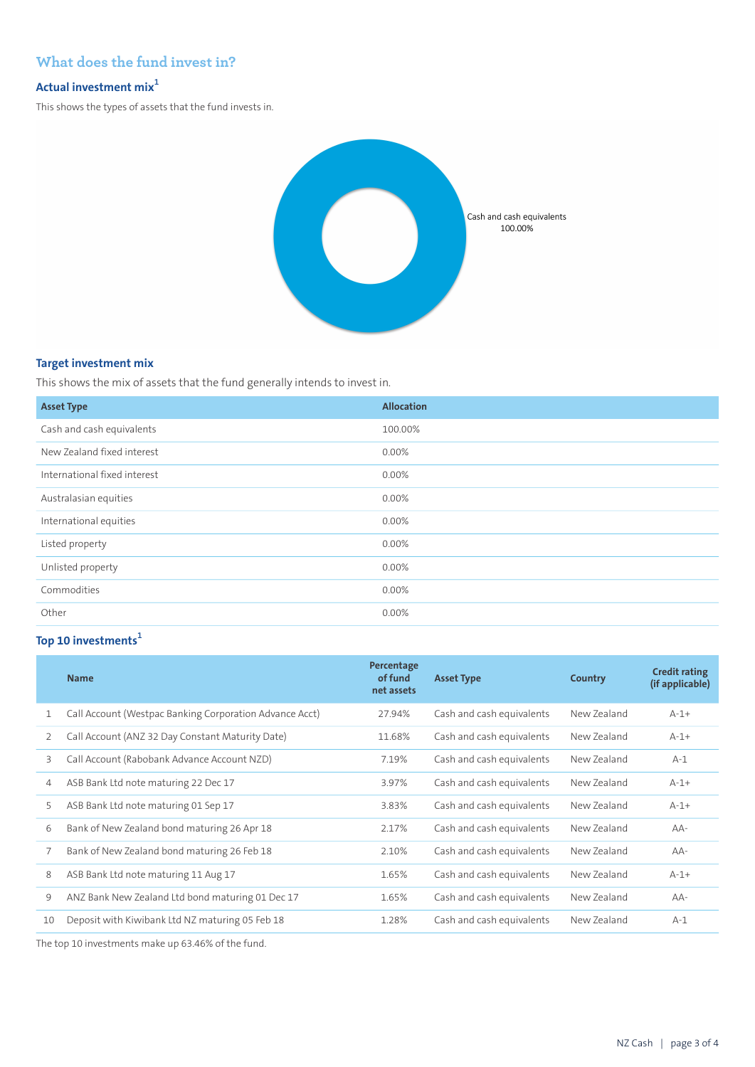## What does the fund invest in?

### Actual investment mix[1]

This shows the types of assets that the fund invests in.

Cash and cash equivalents
100.00%

### Target investment mix

This shows the mix of assets that the fund generally intends to invest in.

| Asset Type | Allocation |
|---|---|
| Cash and cash equivalents | 100.00% |
| New Zealand fixed interest | 0.00% |
| International fixed interest | 0.00% |
| Australasian equities | 0.00% |
| International equities | 0.00% |
| Listed property | 0.00% |
| Unlisted property | 0.00% |
| Commodities | 0.00% |
| Other | 0.00% |

### Top 10 investments[1]

| | Name | Percentage of fund net assets | Asset Type | Country | Credit rating (if applicable) |
|---|---|---|---|---|---|
| 1 | Call Account (Westpac Banking Corporation Advance Acct) | 27.94% | Cash and cash equivalents | New Zealand | A-1+ |
| 2 | Call Account (ANZ 32 Day Constant Maturity Date) | 11.68% | Cash and cash equivalents | New Zealand | A-1+ |
| 3 | Call Account (Rabobank Advance Account NZD) | 7.19% | Cash and cash equivalents | New Zealand | A-1 |
| 4 | ASB Bank Ltd note maturing 22 Dec 17 | 3.97% | Cash and cash equivalents | New Zealand | A-1+ |
| 5 | ASB Bank Ltd note maturing 01 Sep 17 | 3.83% | Cash and cash equivalents | New Zealand | A-1+ |
| 6 | Bank of New Zealand bond maturing 26 Apr 18 | 2.17% | Cash and cash equivalents | New Zealand | AA- |
| 7 | Bank of New Zealand bond maturing 26 Feb 18 | 2.10% | Cash and cash equivalents | New Zealand | AA- |
| 8 | ASB Bank Ltd note maturing 11 Aug 17 | 1.65% | Cash and cash equivalents | New Zealand | A-1+ |
| 9 | ANZ Bank New Zealand Ltd bond maturing 01 Dec 17 | 1.65% | Cash and cash equivalents | New Zealand | AA- |
| 10 | Deposit with Kiwibank Ltd NZ maturing 05 Feb 18 | 1.28% | Cash and cash equivalents | New Zealand | A-1 |

The top 10 investments make up 63.46% of the fund.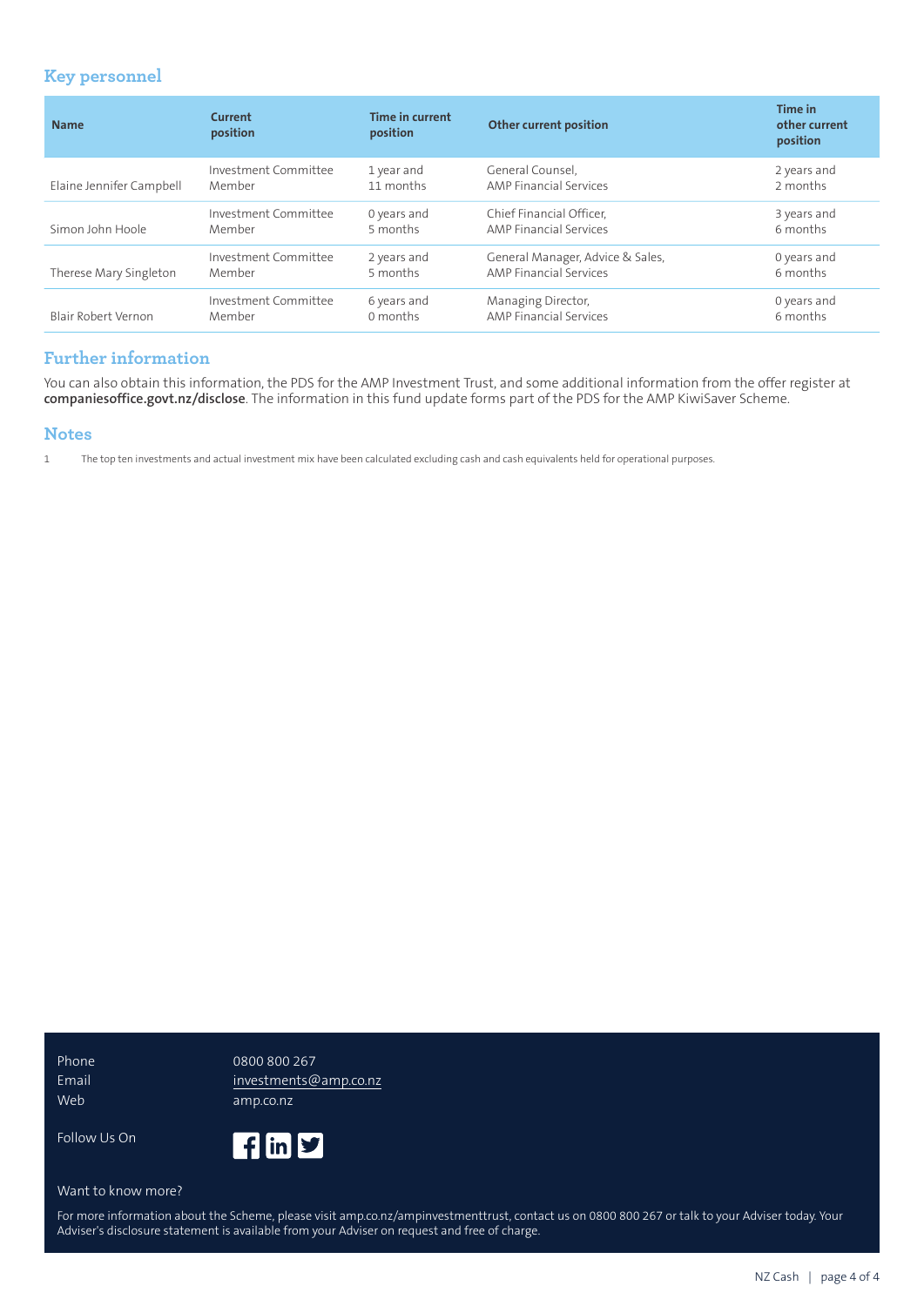## Key personnel

| Name | Current position | Time in current position | Other current position | Time in other current position |
|---|---|---|---|---|
| Elaine Jennifer Campbell | Investment Committee Member | 1 year and 11 months | General Counsel, AMP Financial Services | 2 years and 2 months |
| Simon John Hoole | Investment Committee Member | 0 years and 5 months | Chief Financial Officer, AMP Financial Services | 3 years and 6 months |
| Therese Mary Singleton | Investment Committee Member | 2 years and 5 months | General Manager, Advice & Sales, AMP Financial Services | 0 years and 6 months |
| Blair Robert Vernon | Investment Committee Member | 6 years and 0 months | Managing Director, AMP Financial Services | 0 years and 6 months |

## Further information

You can also obtain this information, the PDS for the AMP Investment Trust, and some additional information from the offer register at **companiesoffice.govt.nz/disclose**. The information in this fund update forms part of the PDS for the AMP KiwiSaver Scheme.

## Notes

1 The top ten investments and actual investment mix have been calculated excluding cash and cash equivalents held for operational purposes.

Phone 0800 800 267
Email investments@amp.co.nz
Web amp.co.nz

Follow Us On

Want to know more?

For more information about the Scheme, please visit amp.co.nz/ampinvestmenttrust, contact us on 0800 800 267 or talk to your Adviser today. Your Adviser's disclosure statement is available from your Adviser on request and free of charge.